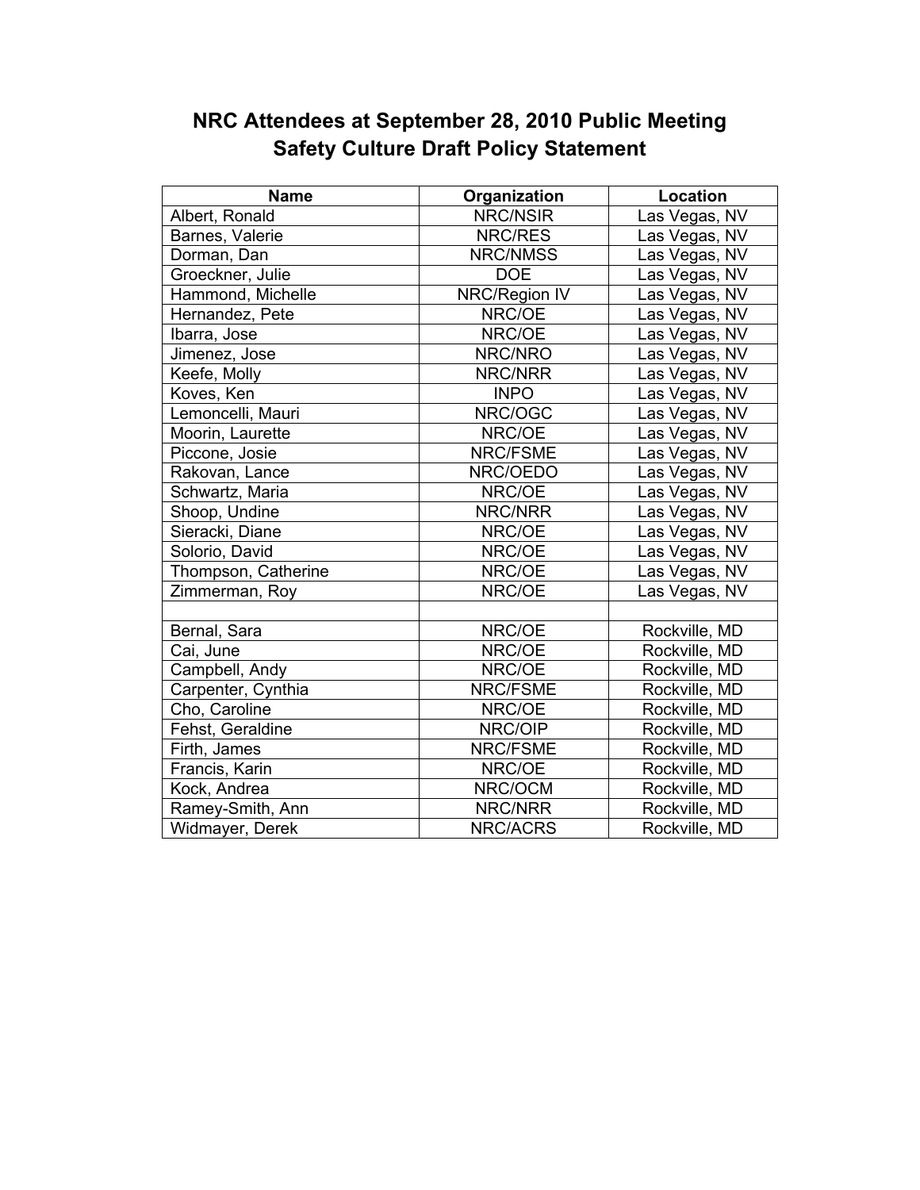# NRC Attendees at September 28, 2010 Public Meeting
# Safety Culture Draft Policy Statement

| Name | Organization | Location |
|---|---|---|
| Albert, Ronald | NRC/NSIR | Las Vegas, NV |
| Barnes, Valerie | NRC/RES | Las Vegas, NV |
| Dorman, Dan | NRC/NMSS | Las Vegas, NV |
| Groeckner, Julie | DOE | Las Vegas, NV |
| Hammond, Michelle | NRC/Region IV | Las Vegas, NV |
| Hernandez, Pete | NRC/OE | Las Vegas, NV |
| Ibarra, Jose | NRC/OE | Las Vegas, NV |
| Jimenez, Jose | NRC/NRO | Las Vegas, NV |
| Keefe, Molly | NRC/NRR | Las Vegas, NV |
| Koves, Ken | INPO | Las Vegas, NV |
| Lemoncelli, Mauri | NRC/OGC | Las Vegas, NV |
| Moorin, Laurette | NRC/OE | Las Vegas, NV |
| Piccone, Josie | NRC/FSME | Las Vegas, NV |
| Rakovan, Lance | NRC/OEDO | Las Vegas, NV |
| Schwartz, Maria | NRC/OE | Las Vegas, NV |
| Shoop, Undine | NRC/NRR | Las Vegas, NV |
| Sieracki, Diane | NRC/OE | Las Vegas, NV |
| Solorio, David | NRC/OE | Las Vegas, NV |
| Thompson, Catherine | NRC/OE | Las Vegas, NV |
| Zimmerman, Roy | NRC/OE | Las Vegas, NV |
| | | |
| Bernal, Sara | NRC/OE | Rockville, MD |
| Cai, June | NRC/OE | Rockville, MD |
| Campbell, Andy | NRC/OE | Rockville, MD |
| Carpenter, Cynthia | NRC/FSME | Rockville, MD |
| Cho, Caroline | NRC/OE | Rockville, MD |
| Fehst, Geraldine | NRC/OIP | Rockville, MD |
| Firth, James | NRC/FSME | Rockville, MD |
| Francis, Karin | NRC/OE | Rockville, MD |
| Kock, Andrea | NRC/OCM | Rockville, MD |
| Ramey-Smith, Ann | NRC/NRR | Rockville, MD |
| Widmayer, Derek | NRC/ACRS | Rockville, MD |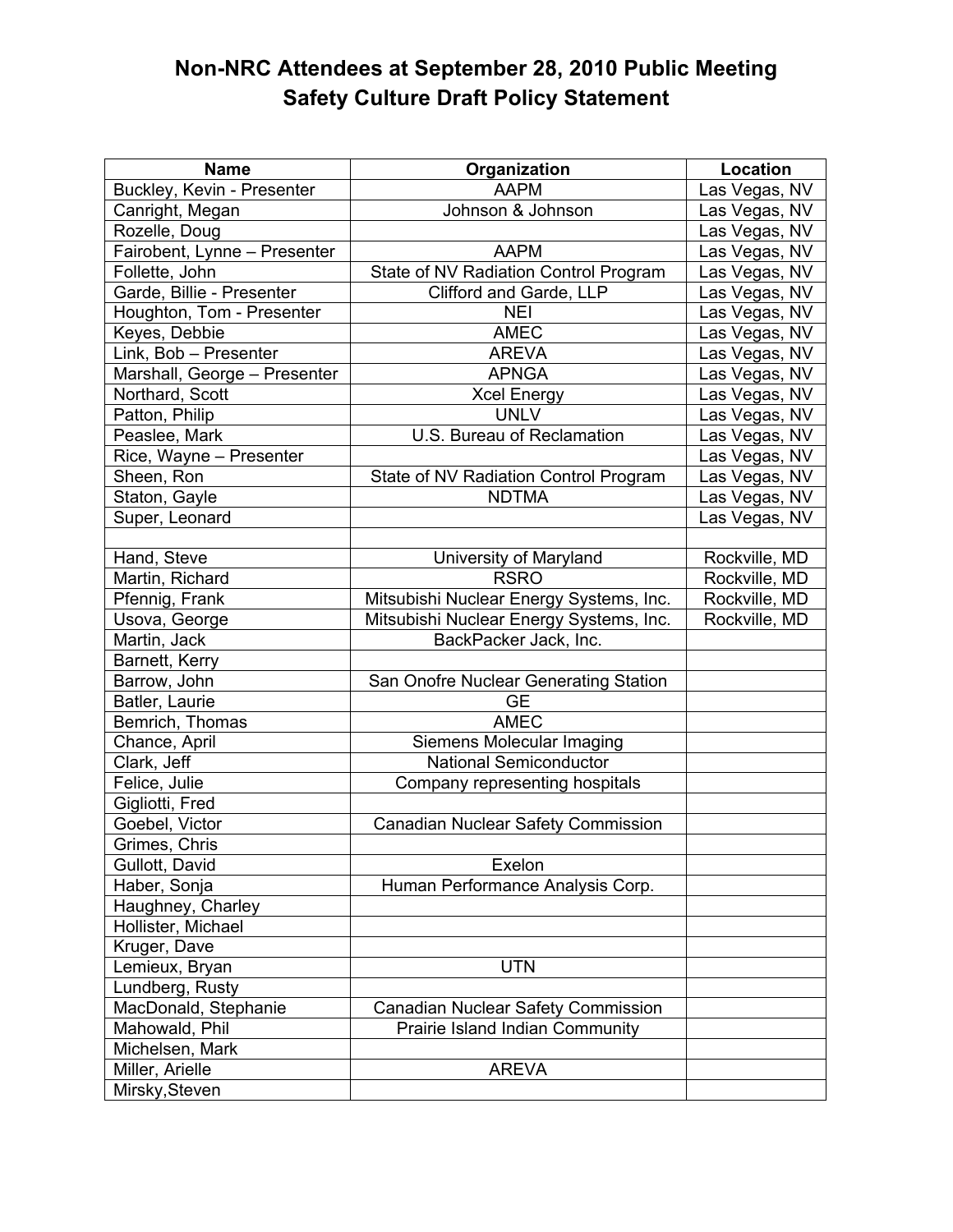# Non-NRC Attendees at September 28, 2010 Public Meeting
## Safety Culture Draft Policy Statement

| Name | Organization | Location |
|---|---|---|
| Buckley, Kevin - Presenter | AAPM | Las Vegas, NV |
| Canright, Megan | Johnson & Johnson | Las Vegas, NV |
| Rozelle, Doug | | Las Vegas, NV |
| Fairobent, Lynne – Presenter | AAPM | Las Vegas, NV |
| Follette, John | State of NV Radiation Control Program | Las Vegas, NV |
| Garde, Billie - Presenter | Clifford and Garde, LLP | Las Vegas, NV |
| Houghton, Tom - Presenter | NEI | Las Vegas, NV |
| Keyes, Debbie | AMEC | Las Vegas, NV |
| Link, Bob – Presenter | AREVA | Las Vegas, NV |
| Marshall, George – Presenter | APNGA | Las Vegas, NV |
| Northard, Scott | Xcel Energy | Las Vegas, NV |
| Patton, Philip | UNLV | Las Vegas, NV |
| Peaslee, Mark | U.S. Bureau of Reclamation | Las Vegas, NV |
| Rice, Wayne – Presenter | | Las Vegas, NV |
| Sheen, Ron | State of NV Radiation Control Program | Las Vegas, NV |
| Staton, Gayle | NDTMA | Las Vegas, NV |
| Super, Leonard | | Las Vegas, NV |
| | | |
| Hand, Steve | University of Maryland | Rockville, MD |
| Martin, Richard | RSRO | Rockville, MD |
| Pfennig, Frank | Mitsubishi Nuclear Energy Systems, Inc. | Rockville, MD |
| Usova, George | Mitsubishi Nuclear Energy Systems, Inc. | Rockville, MD |
| Martin, Jack | BackPacker Jack, Inc. | |
| Barnett, Kerry | | |
| Barrow, John | San Onofre Nuclear Generating Station | |
| Batler, Laurie | GE | |
| Bemrich, Thomas | AMEC | |
| Chance, April | Siemens Molecular Imaging | |
| Clark, Jeff | National Semiconductor | |
| Felice, Julie | Company representing hospitals | |
| Gigliotti, Fred | | |
| Goebel, Victor | Canadian Nuclear Safety Commission | |
| Grimes, Chris | | |
| Gullott, David | Exelon | |
| Haber, Sonja | Human Performance Analysis Corp. | |
| Haughney, Charley | | |
| Hollister, Michael | | |
| Kruger, Dave | | |
| Lemieux, Bryan | UTN | |
| Lundberg, Rusty | | |
| MacDonald, Stephanie | Canadian Nuclear Safety Commission | |
| Mahowald, Phil | Prairie Island Indian Community | |
| Michelsen, Mark | | |
| Miller, Arielle | AREVA | |
| Mirsky,Steven | | |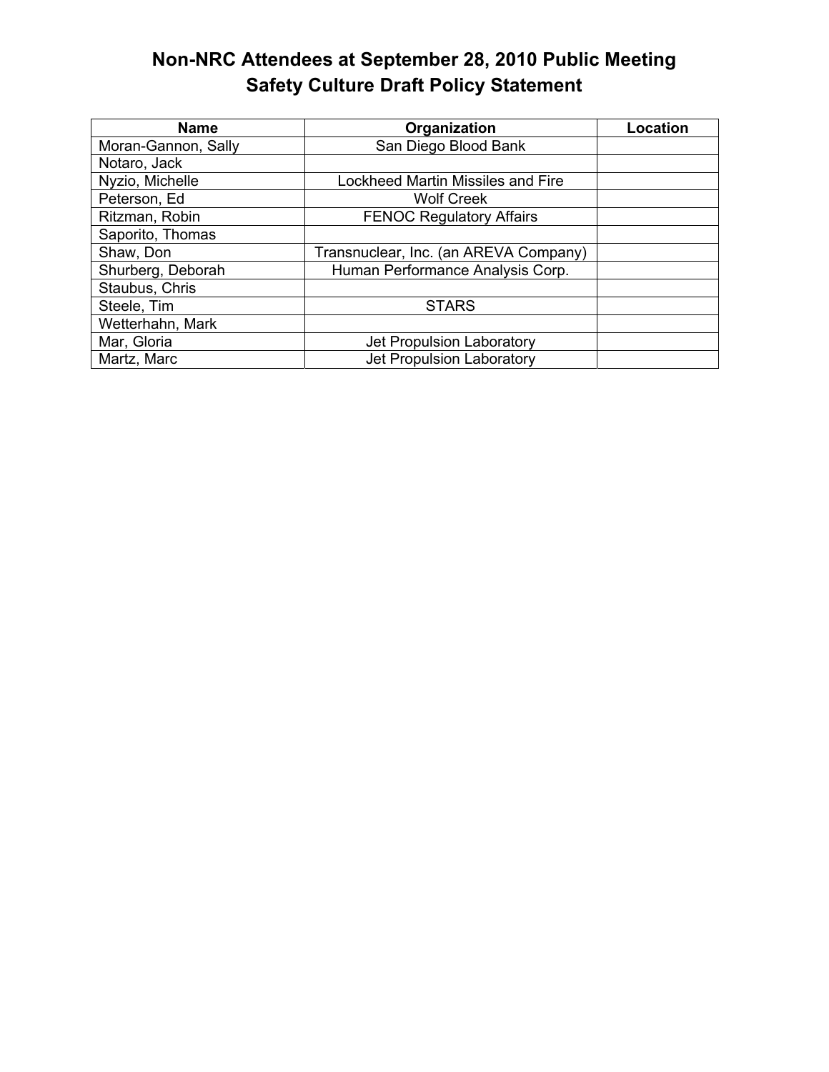# Non-NRC Attendees at September 28, 2010 Public Meeting
## Safety Culture Draft Policy Statement

| Name | Organization | Location |
|---|---|---|
| Moran-Gannon, Sally | San Diego Blood Bank | |
| Notaro, Jack | | |
| Nyzio, Michelle | Lockheed Martin Missiles and Fire | |
| Peterson, Ed | Wolf Creek | |
| Ritzman, Robin | FENOC Regulatory Affairs | |
| Saporito, Thomas | | |
| Shaw, Don | Transnuclear, Inc. (an AREVA Company) | |
| Shurberg, Deborah | Human Performance Analysis Corp. | |
| Staubus, Chris | | |
| Steele, Tim | STARS | |
| Wetterhahn, Mark | | |
| Mar, Gloria | Jet Propulsion Laboratory | |
| Martz, Marc | Jet Propulsion Laboratory | |